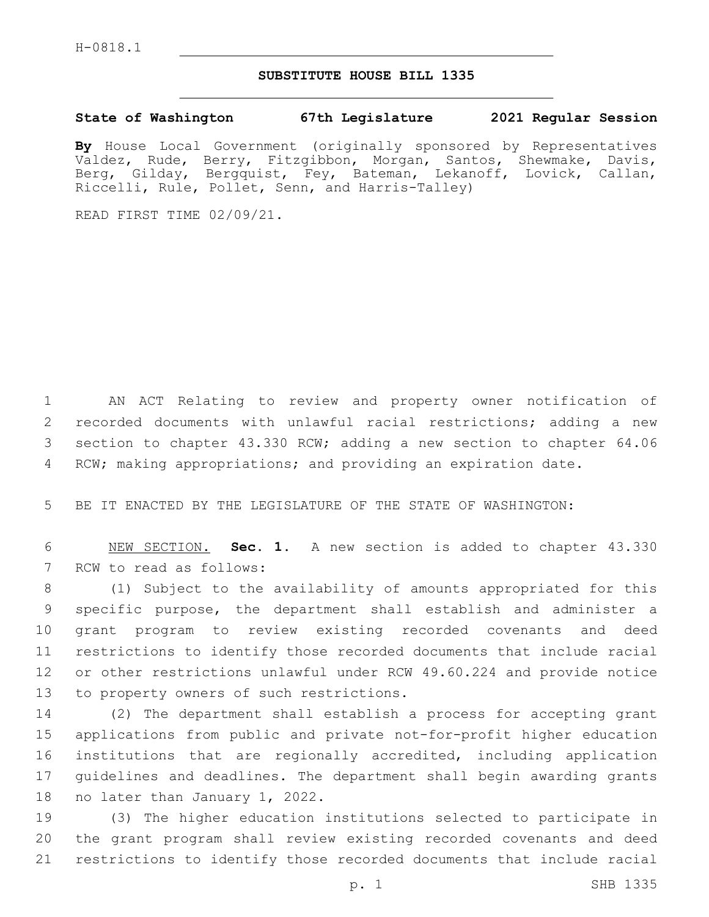H-0818.1

# SUBSTITUTE HOUSE BILL 1335

**State of Washington 67th Legislature 2021 Regular Session**

**By** House Local Government (originally sponsored by Representatives Valdez, Rude, Berry, Fitzgibbon, Morgan, Santos, Shewmake, Davis, Berg, Gilday, Bergquist, Fey, Bateman, Lekanoff, Lovick, Callan, Riccelli, Rule, Pollet, Senn, and Harris-Talley)

READ FIRST TIME 02/09/21.

AN ACT Relating to review and property owner notification of recorded documents with unlawful racial restrictions; adding a new section to chapter 43.330 RCW; adding a new section to chapter 64.06 RCW; making appropriations; and providing an expiration date.

BE IT ENACTED BY THE LEGISLATURE OF THE STATE OF WASHINGTON:

NEW SECTION. **Sec. 1.** A new section is added to chapter 43.330 RCW to read as follows:

(1) Subject to the availability of amounts appropriated for this specific purpose, the department shall establish and administer a grant program to review existing recorded covenants and deed restrictions to identify those recorded documents that include racial or other restrictions unlawful under RCW 49.60.224 and provide notice to property owners of such restrictions.

(2) The department shall establish a process for accepting grant applications from public and private not-for-profit higher education institutions that are regionally accredited, including application guidelines and deadlines. The department shall begin awarding grants no later than January 1, 2022.

(3) The higher education institutions selected to participate in the grant program shall review existing recorded covenants and deed restrictions to identify those recorded documents that include racial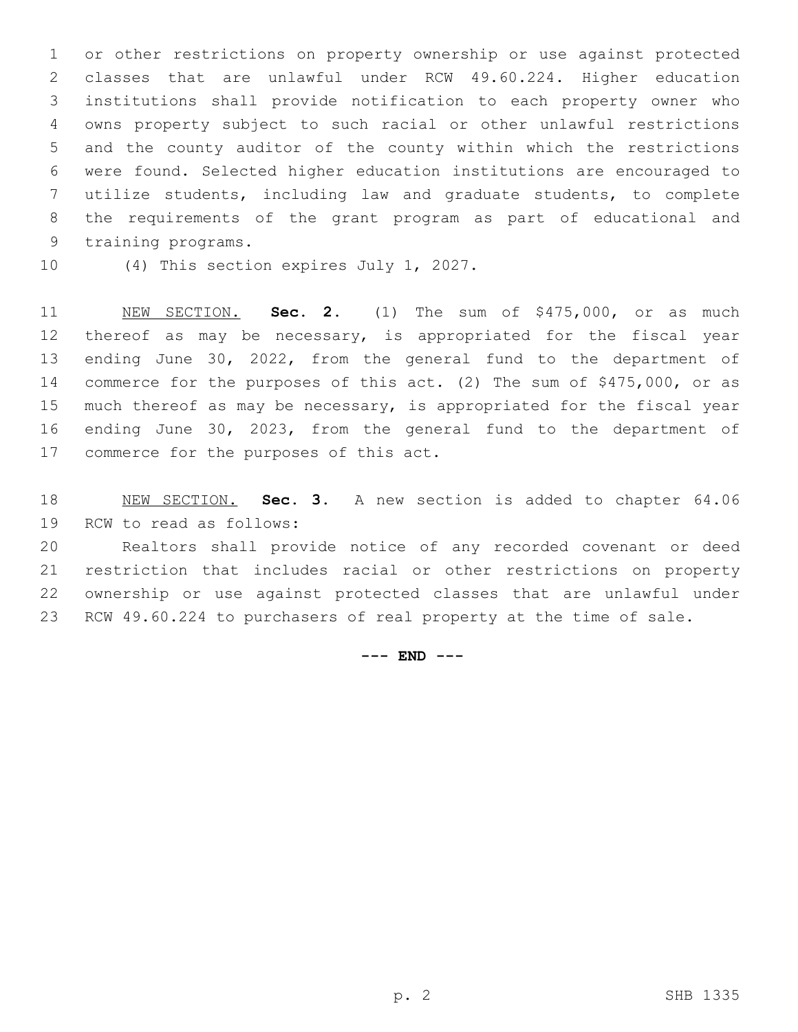or other restrictions on property ownership or use against protected classes that are unlawful under RCW 49.60.224. Higher education institutions shall provide notification to each property owner who owns property subject to such racial or other unlawful restrictions and the county auditor of the county within which the restrictions were found. Selected higher education institutions are encouraged to utilize students, including law and graduate students, to complete the requirements of the grant program as part of educational and training programs.

(4) This section expires July 1, 2027.

NEW SECTION. **Sec. 2.** (1) The sum of $475,000, or as much thereof as may be necessary, is appropriated for the fiscal year ending June 30, 2022, from the general fund to the department of commerce for the purposes of this act. (2) The sum of $475,000, or as much thereof as may be necessary, is appropriated for the fiscal year ending June 30, 2023, from the general fund to the department of commerce for the purposes of this act.

NEW SECTION. **Sec. 3.** A new section is added to chapter 64.06 RCW to read as follows:

Realtors shall provide notice of any recorded covenant or deed restriction that includes racial or other restrictions on property ownership or use against protected classes that are unlawful under RCW 49.60.224 to purchasers of real property at the time of sale.

**--- END ---**